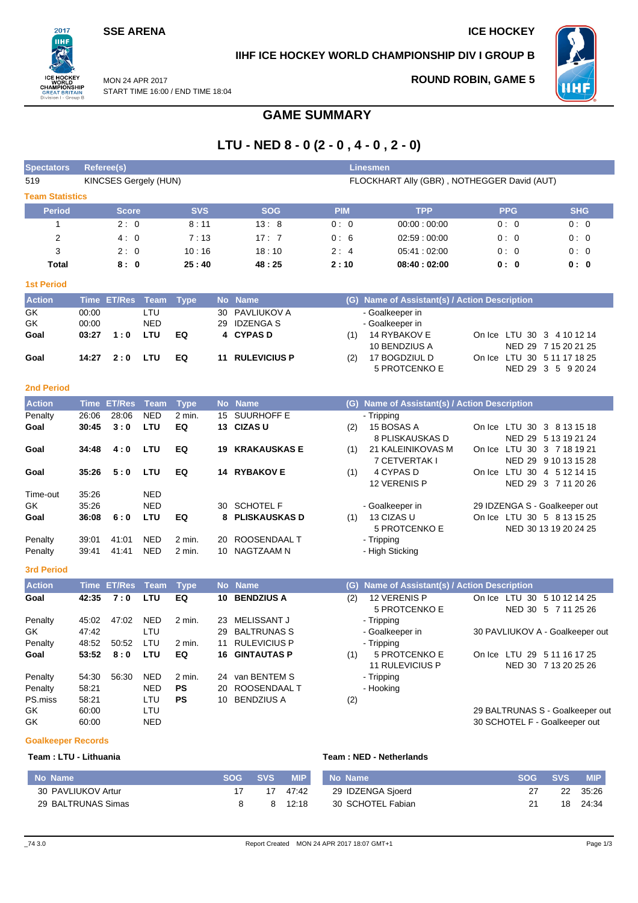SSE ARENA

ICE HOCKEY

IIHF ICE HOCKEY WORLD CHAMPIONSHIP DIV I GROUP B

MON 24 APR 2017
START TIME 16:00 / END TIME 18:04

ROUND ROBIN, GAME 5

# GAME SUMMARY

## LTU - NED 8 - 0 (2 - 0 , 4 - 0 , 2 - 0)

| Spectators | Referee(s) | Linesmen |
|---|---|---|
| 519 | KINCSES Gergely (HUN) | FLOCKHART Ally (GBR) , NOTHEGGER David (AUT) |

### Team Statistics

| Period | Score | SVS | SOG | PIM | TPP | PPG | SHG |
|---|---|---|---|---|---|---|---|
| 1 | 2 : 0 | 8 : 11 | 13 : 8 | 0 : 0 | 00:00 : 00:00 | 0 : 0 | 0 : 0 |
| 2 | 4 : 0 | 7 : 13 | 17 : 7 | 0 : 6 | 02:59 : 00:00 | 0 : 0 | 0 : 0 |
| 3 | 2 : 0 | 10 : 16 | 18 : 10 | 2 : 4 | 05:41 : 02:00 | 0 : 0 | 0 : 0 |
| **Total** | **8 : 0** | **25 : 40** | **48 : 25** | **2 : 10** | **08:40 : 02:00** | **0 : 0** | **0 : 0** |

### 1st Period

| Action | Time | ET/Res | Team | Type | No | Name | (G) | Name of Assistant(s) / Action Description | |
|---|---|---|---|---|---|---|---|---|---|
| GK | 00:00 | | LTU | | 30 | PAVLIUKOV A | | - Goalkeeper in | |
| GK | 00:00 | | NED | | 29 | IDZENGA S | | - Goalkeeper in | |
| **Goal** | **03:27** | **1 : 0** | **LTU** | **EQ** | **4** | **CYPAS D** | (1) | 14 RYBAKOV E<br>10 BENDZIUS A | On Ice LTU 30 3 4 10 12 14<br>NED 29 7 15 20 21 25 |
| **Goal** | **14:27** | **2 : 0** | **LTU** | **EQ** | **11** | **RULEVICIUS P** | (2) | 17 BOGDZIUL D<br>5 PROTCENKO E | On Ice LTU 30 5 11 17 18 25<br>NED 29 3 5 9 20 24 |

### 2nd Period

| Action | Time | ET/Res | Team | Type | No | Name | (G) | Name of Assistant(s) / Action Description | |
|---|---|---|---|---|---|---|---|---|---|
| Penalty | 26:06 | 28:06 | NED | 2 min. | 15 | SUURHOFF E | | - Tripping | |
| **Goal** | **30:45** | **3 : 0** | **LTU** | **EQ** | **13** | **CIZAS U** | (2) | 15 BOSAS A<br>8 PLISKAUSKAS D | On Ice LTU 30 3 8 13 15 18<br>NED 29 5 13 19 21 24 |
| **Goal** | **34:48** | **4 : 0** | **LTU** | **EQ** | **19** | **KRAKAUSKAS E** | (1) | 21 KALEINIKOVAS M<br>7 CETVERTAK I | On Ice LTU 30 3 7 18 19 21<br>NED 29 9 10 13 15 28 |
| **Goal** | **35:26** | **5 : 0** | **LTU** | **EQ** | **14** | **RYBAKOV E** | (1) | 4 CYPAS D<br>12 VERENIS P | On Ice LTU 30 4 5 12 14 15<br>NED 29 3 7 11 20 26 |
| Time-out | 35:26 | | NED | | | | | | |
| GK | 35:26 | | NED | | 30 | SCHOTEL F | | - Goalkeeper in | 29 IDZENGA S - Goalkeeper out |
| **Goal** | **36:08** | **6 : 0** | **LTU** | **EQ** | **8** | **PLISKAUSKAS D** | (1) | 13 CIZAS U<br>5 PROTCENKO E | On Ice LTU 30 5 8 13 15 25<br>NED 30 13 19 20 24 25 |
| Penalty | 39:01 | 41:01 | NED | 2 min. | 20 | ROOSENDAAL T | | - Tripping | |
| Penalty | 39:41 | 41:41 | NED | 2 min. | 10 | NAGTZAAM N | | - High Sticking | |

### 3rd Period

| Action | Time | ET/Res | Team | Type | No | Name | (G) | Name of Assistant(s) / Action Description | |
|---|---|---|---|---|---|---|---|---|---|
| **Goal** | **42:35** | **7 : 0** | **LTU** | **EQ** | **10** | **BENDZIUS A** | (2) | 12 VERENIS P<br>5 PROTCENKO E | On Ice LTU 30 5 10 12 14 25<br>NED 30 5 7 11 25 26 |
| Penalty | 45:02 | 47:02 | NED | 2 min. | 23 | MELISSANT J | | - Tripping | |
| GK | 47:42 | | LTU | | 29 | BALTRUNAS S | | - Goalkeeper in | 30 PAVLIUKOV A - Goalkeeper out |
| Penalty | 48:52 | 50:52 | LTU | 2 min. | 11 | RULEVICIUS P | | - Tripping | |
| **Goal** | **53:52** | **8 : 0** | **LTU** | **EQ** | **16** | **GINTAUTAS P** | (1) | 5 PROTCENKO E<br>11 RULEVICIUS P | On Ice LTU 29 5 11 16 17 25<br>NED 30 7 13 20 25 26 |
| Penalty | 54:30 | 56:30 | NED | 2 min. | 24 | van BENTEM S | | - Tripping | |
| Penalty | 58:21 | | NED | PS | 20 | ROOSENDAAL T | | - Hooking | |
| PS.miss | 58:21 | | LTU | PS | 10 | BENDZIUS A | (2) | | |
| GK | 60:00 | | LTU | | | | | | 29 BALTRUNAS S - Goalkeeper out |
| GK | 60:00 | | NED | | | | | | 30 SCHOTEL F - Goalkeeper out |

### Goalkeeper Records

**Team : LTU - Lithuania**

| No | Name | SOG | SVS | MIP |
|---|---|---|---|---|
| 30 | PAVLIUKOV Artur | 17 | 17 | 47:42 |
| 29 | BALTRUNAS Simas | 8 | 8 | 12:18 |

**Team : NED - Netherlands**

| No | Name | SOG | SVS | MIP |
|---|---|---|---|---|
| 29 | IDZENGA Sjoerd | 27 | 22 | 35:26 |
| 30 | SCHOTEL Fabian | 21 | 18 | 24:34 |

_74 3.0 Report Created MON 24 APR 2017 18:07 GMT+1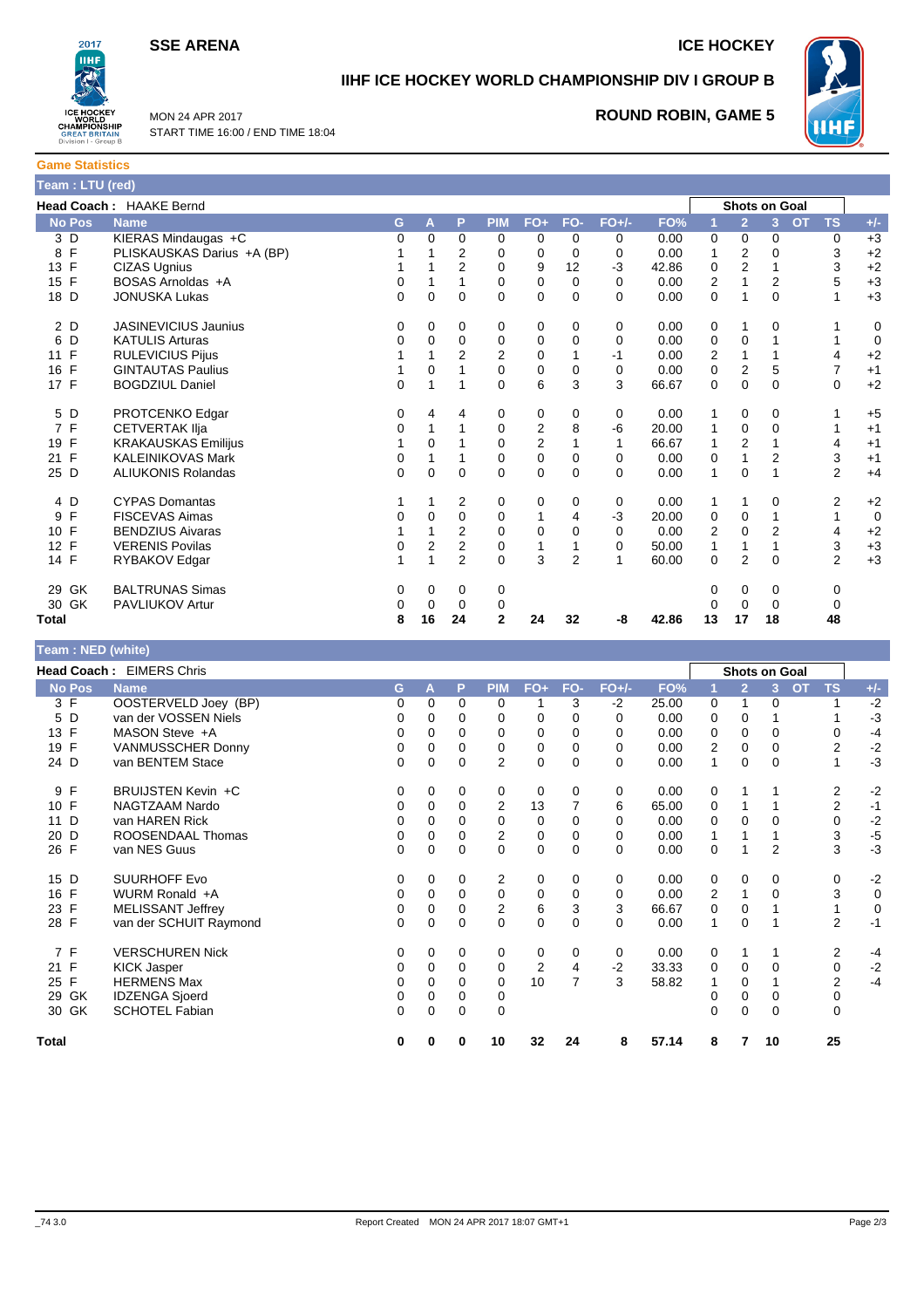**SSE ARENA** | **ICE HOCKEY**

# IIHF ICE HOCKEY WORLD CHAMPIONSHIP DIV I GROUP B

MON 24 APR 2017
START TIME 16:00 / END TIME 18:04

## ROUND ROBIN, GAME 5

### Game Statistics

**Team : LTU (red)**

**Head Coach :** HAAKE Bernd

| No | Pos | Name | G | A | P | PIM | FO+ | FO- | FO+/- | FO% | Shots on Goal 1 | 2 | 3 | OT | TS | +/- |
|---|---|---|---|---|---|---|---|---|---|---|---|---|---|---|---|---|
| 3 | D | KIERAS Mindaugas +C | 0 | 0 | 0 | 0 | 0 | 0 | 0 | 0.00 | 0 | 0 | 0 | | 0 | +3 |
| 8 | F | PLISKAUSKAS Darius +A (BP) | 1 | 1 | 2 | 0 | 0 | 0 | 0 | 0.00 | 1 | 2 | 0 | | 3 | +2 |
| 13 | F | CIZAS Ugnius | 1 | 1 | 2 | 0 | 9 | 12 | -3 | 42.86 | 0 | 2 | 1 | | 3 | +2 |
| 15 | F | BOSAS Arnoldas +A | 0 | 1 | 1 | 0 | 0 | 0 | 0 | 0.00 | 2 | 1 | 2 | | 5 | +3 |
| 18 | D | JONUSKA Lukas | 0 | 0 | 0 | 0 | 0 | 0 | 0 | 0.00 | 0 | 1 | 0 | | 1 | +3 |
| 2 | D | JASINEVICIUS Jaunius | 0 | 0 | 0 | 0 | 0 | 0 | 0 | 0.00 | 0 | 1 | 0 | | 1 | 0 |
| 6 | D | KATULIS Arturas | 0 | 0 | 0 | 0 | 0 | 0 | 0 | 0.00 | 0 | 0 | 1 | | 1 | 0 |
| 11 | F | RULEVICIUS Pijus | 1 | 1 | 2 | 2 | 0 | 1 | -1 | 0.00 | 2 | 1 | 1 | | 4 | +2 |
| 16 | F | GINTAUTAS Paulius | 1 | 0 | 1 | 0 | 0 | 0 | 0 | 0.00 | 0 | 2 | 5 | | 7 | +1 |
| 17 | F | BOGDZIUL Daniel | 0 | 1 | 1 | 0 | 6 | 3 | 3 | 66.67 | 0 | 0 | 0 | | 0 | +2 |
| 5 | D | PROTCENKO Edgar | 0 | 4 | 4 | 0 | 0 | 0 | 0 | 0.00 | 1 | 0 | 0 | | 1 | +5 |
| 7 | F | CETVERTAK Ilja | 0 | 1 | 1 | 0 | 2 | 8 | -6 | 20.00 | 1 | 0 | 0 | | 1 | +1 |
| 19 | F | KRAKAUSKAS Emilijus | 1 | 0 | 1 | 0 | 2 | 1 | 1 | 66.67 | 1 | 2 | 1 | | 4 | +1 |
| 21 | F | KALEINIKOVAS Mark | 0 | 1 | 1 | 0 | 0 | 0 | 0 | 0.00 | 0 | 1 | 2 | | 3 | +1 |
| 25 | D | ALIUKONIS Rolandas | 0 | 0 | 0 | 0 | 0 | 0 | 0 | 0.00 | 1 | 0 | 1 | | 2 | +4 |
| 4 | D | CYPAS Domantas | 1 | 1 | 2 | 0 | 0 | 0 | 0 | 0.00 | 1 | 1 | 0 | | 2 | +2 |
| 9 | F | FISCEVAS Aimas | 0 | 0 | 0 | 0 | 1 | 4 | -3 | 20.00 | 0 | 0 | 1 | | 1 | 0 |
| 10 | F | BENDZIUS Aivaras | 1 | 1 | 2 | 0 | 0 | 0 | 0 | 0.00 | 2 | 0 | 2 | | 4 | +2 |
| 12 | F | VERENIS Povilas | 0 | 2 | 2 | 0 | 1 | 1 | 0 | 50.00 | 1 | 1 | 1 | | 3 | +3 |
| 14 | F | RYBAKOV Edgar | 1 | 1 | 2 | 0 | 3 | 2 | 1 | 60.00 | 0 | 2 | 0 | | 2 | +3 |
| 29 | GK | BALTRUNAS Simas | 0 | 0 | 0 | 0 | | | | | 0 | 0 | 0 | | 0 | |
| 30 | GK | PAVLIUKOV Artur | 0 | 0 | 0 | 0 | | | | | 0 | 0 | 0 | | 0 | |
| **Total** | | | **8** | **16** | **24** | **2** | **24** | **32** | **-8** | **42.86** | **13** | **17** | **18** | | **48** | |

**Team : NED (white)**

**Head Coach :** EIMERS Chris

| No | Pos | Name | G | A | P | PIM | FO+ | FO- | FO+/- | FO% | Shots on Goal 1 | 2 | 3 | OT | TS | +/- |
|---|---|---|---|---|---|---|---|---|---|---|---|---|---|---|---|---|
| 3 | F | OOSTERVELD Joey (BP) | 0 | 0 | 0 | 0 | 1 | 3 | -2 | 25.00 | 0 | 1 | 0 | | 1 | -2 |
| 5 | D | van der VOSSEN Niels | 0 | 0 | 0 | 0 | 0 | 0 | 0 | 0.00 | 0 | 0 | 1 | | 1 | -3 |
| 13 | F | MASON Steve +A | 0 | 0 | 0 | 0 | 0 | 0 | 0 | 0.00 | 0 | 0 | 0 | | 0 | -4 |
| 19 | F | VANMUSSCHER Donny | 0 | 0 | 0 | 0 | 0 | 0 | 0 | 0.00 | 2 | 0 | 0 | | 2 | -2 |
| 24 | D | van BENTEM Stace | 0 | 0 | 0 | 2 | 0 | 0 | 0 | 0.00 | 1 | 0 | 0 | | 1 | -3 |
| 9 | F | BRUIJSTEN Kevin +C | 0 | 0 | 0 | 0 | 0 | 0 | 0 | 0.00 | 0 | 1 | 1 | | 2 | -2 |
| 10 | F | NAGTZAAM Nardo | 0 | 0 | 0 | 2 | 13 | 7 | 6 | 65.00 | 0 | 1 | 1 | | 2 | -1 |
| 11 | D | van HAREN Rick | 0 | 0 | 0 | 0 | 0 | 0 | 0 | 0.00 | 0 | 0 | 0 | | 0 | -2 |
| 20 | D | ROOSENDAAL Thomas | 0 | 0 | 0 | 2 | 0 | 0 | 0 | 0.00 | 1 | 1 | 1 | | 3 | -5 |
| 26 | F | van NES Guus | 0 | 0 | 0 | 0 | 0 | 0 | 0 | 0.00 | 0 | 1 | 2 | | 3 | -3 |
| 15 | D | SUURHOFF Evo | 0 | 0 | 0 | 2 | 0 | 0 | 0 | 0.00 | 0 | 0 | 0 | | 0 | -2 |
| 16 | F | WURM Ronald +A | 0 | 0 | 0 | 0 | 0 | 0 | 0 | 0.00 | 2 | 1 | 0 | | 3 | 0 |
| 23 | F | MELISSANT Jeffrey | 0 | 0 | 0 | 2 | 6 | 3 | 3 | 66.67 | 0 | 0 | 1 | | 1 | 0 |
| 28 | F | van der SCHUIT Raymond | 0 | 0 | 0 | 0 | 0 | 0 | 0 | 0.00 | 1 | 0 | 1 | | 2 | -1 |
| 7 | F | VERSCHUREN Nick | 0 | 0 | 0 | 0 | 0 | 0 | 0 | 0.00 | 0 | 1 | 1 | | 2 | -4 |
| 21 | F | KICK Jasper | 0 | 0 | 0 | 0 | 2 | 4 | -2 | 33.33 | 0 | 0 | 0 | | 0 | -2 |
| 25 | F | HERMENS Max | 0 | 0 | 0 | 0 | 10 | 7 | 3 | 58.82 | 1 | 0 | 1 | | 2 | -4 |
| 29 | GK | IDZENGA Sjoerd | 0 | 0 | 0 | 0 | | | | | 0 | 0 | 0 | | 0 | |
| 30 | GK | SCHOTEL Fabian | 0 | 0 | 0 | 0 | | | | | 0 | 0 | 0 | | 0 | |
| **Total** | | | **0** | **0** | **0** | **10** | **32** | **24** | **8** | **57.14** | **8** | **7** | **10** | | **25** | |

_74 3.0 Report Created MON 24 APR 2017 18:07 GMT+1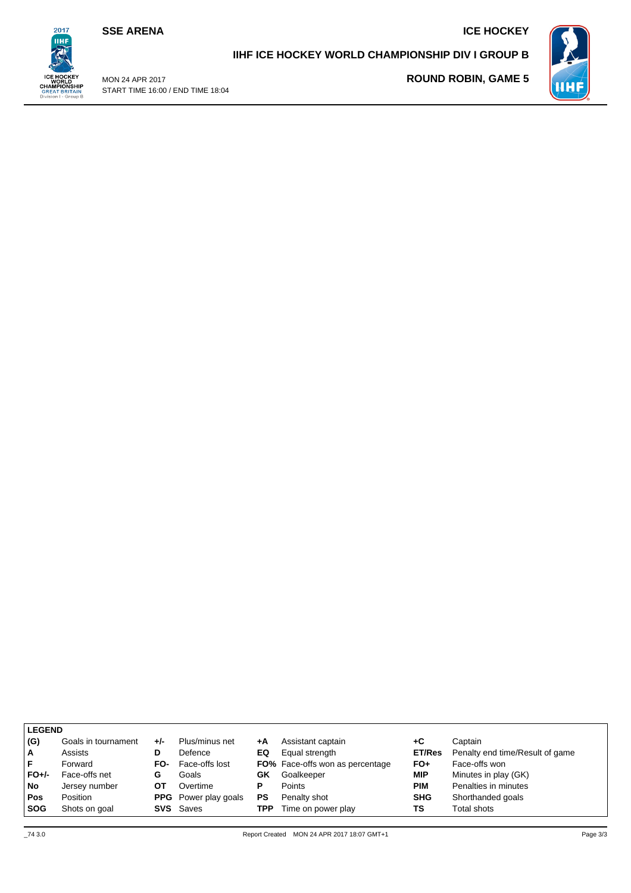## LEGEND

| | | | | | | | |
|---|---|---|---|---|---|---|---|
| (G) | Goals in tournament | +/- | Plus/minus net | +A | Assistant captain | +C | Captain |
| A | Assists | D | Defence | EQ | Equal strength | ET/Res | Penalty end time/Result of game |
| F | Forward | FO- | Face-offs lost | FO% | Face-offs won as percentage | FO+ | Face-offs won |
| FO+/- | Face-offs net | G | Goals | GK | Goalkeeper | MIP | Minutes in play (GK) |
| No | Jersey number | OT | Overtime | P | Points | PIM | Penalties in minutes |
| Pos | Position | PPG | Power play goals | PS | Penalty shot | SHG | Shorthanded goals |
| SOG | Shots on goal | SVS | Saves | TPP | Time on power play | TS | Total shots |

_74 3.0

Report Created MON 24 APR 2017 18:07 GMT+1